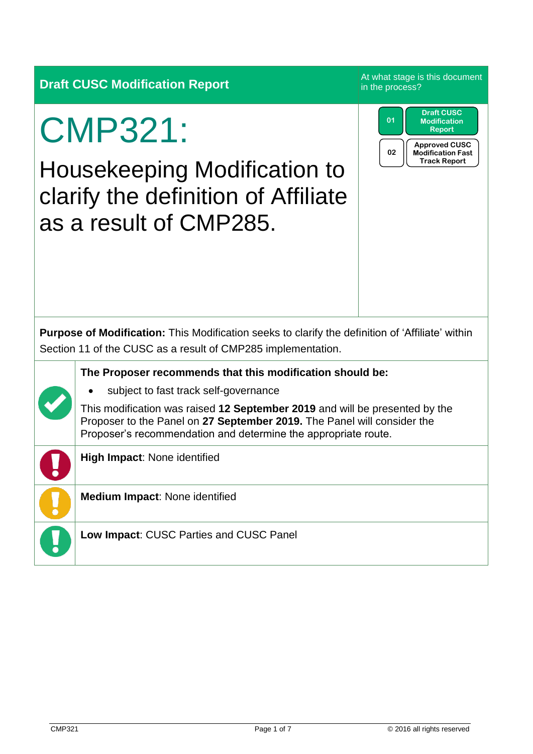**Draft CUSC Modification Report**

At what stage is this document in the process?

| | |
|---|---|
| 01 | Draft CUSC Modification Report |
| 02 | Approved CUSC Modification Fast Track Report |

# CMP321:

## Housekeeping Modification to clarify the definition of Affiliate as a result of CMP285.

**Purpose of Modification:** This Modification seeks to clarify the definition of 'Affiliate' within Section 11 of the CUSC as a result of CMP285 implementation.

**The Proposer recommends that this modification should be:**

- subject to fast track self-governance

This modification was raised **12 September 2019** and will be presented by the Proposer to the Panel on **27 September 2019.** The Panel will consider the Proposer's recommendation and determine the appropriate route.

**High Impact**: None identified

**Medium Impact**: None identified

**Low Impact**: CUSC Parties and CUSC Panel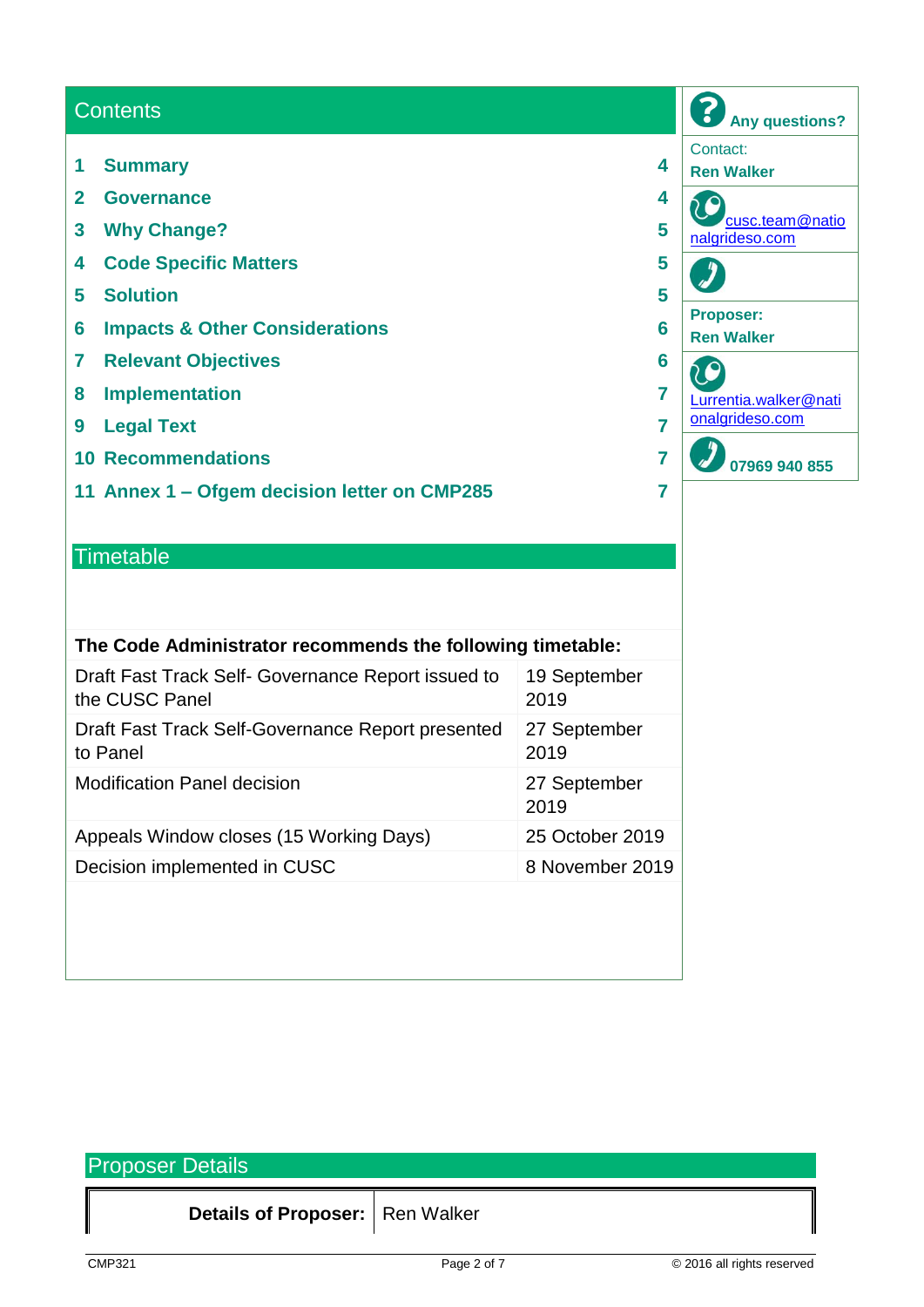## Contents

| | | |
|---|---|---|
| 1 | Summary | 4 |
| 2 | Governance | 4 |
| 3 | Why Change? | 5 |
| 4 | Code Specific Matters | 5 |
| 5 | Solution | 5 |
| 6 | Impacts & Other Considerations | 6 |
| 7 | Relevant Objectives | 6 |
| 8 | Implementation | 7 |
| 9 | Legal Text | 7 |
| 10 | Recommendations | 7 |
| 11 | Annex 1 – Ofgem decision letter on CMP285 | 7 |

**Any questions?**

Contact:
**Ren Walker**

cusc.team@nationalgrideso.com

**Proposer:**
**Ren Walker**

Lurrentia.walker@nationalgrideso.com

**07969 940 855**

## Timetable

| The Code Administrator recommends the following timetable: | |
|---|---|
| Draft Fast Track Self- Governance Report issued to the CUSC Panel | 19 September 2019 |
| Draft Fast Track Self-Governance Report presented to Panel | 27 September 2019 |
| Modification Panel decision | 27 September 2019 |
| Appeals Window closes (15 Working Days) | 25 October 2019 |
| Decision implemented in CUSC | 8 November 2019 |

## Proposer Details

| **Details of Proposer:** | Ren Walker |
|---|---|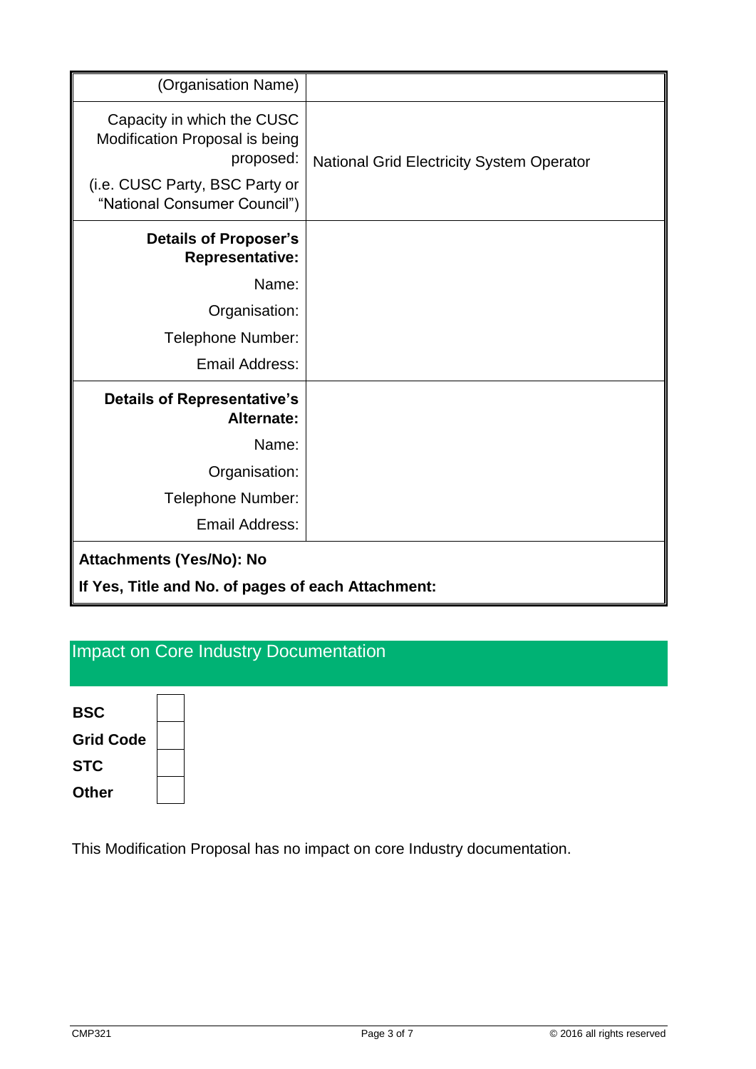| | |
|---|---|
| (Organisation Name) | |
| Capacity in which the CUSC Modification Proposal is being proposed:<br>(i.e. CUSC Party, BSC Party or "National Consumer Council") | National Grid Electricity System Operator |
| **Details of Proposer's Representative:**<br>Name:<br>Organisation:<br>Telephone Number:<br>Email Address: | |
| **Details of Representative's Alternate:**<br>Name:<br>Organisation:<br>Telephone Number:<br>Email Address: | |
| **Attachments (Yes/No): No**<br>**If Yes, Title and No. of pages of each Attachment:** | |

## Impact on Core Industry Documentation

| | |
|---|---|
| **BSC** | |
| **Grid Code** | |
| **STC** | |
| **Other** | |

This Modification Proposal has no impact on core Industry documentation.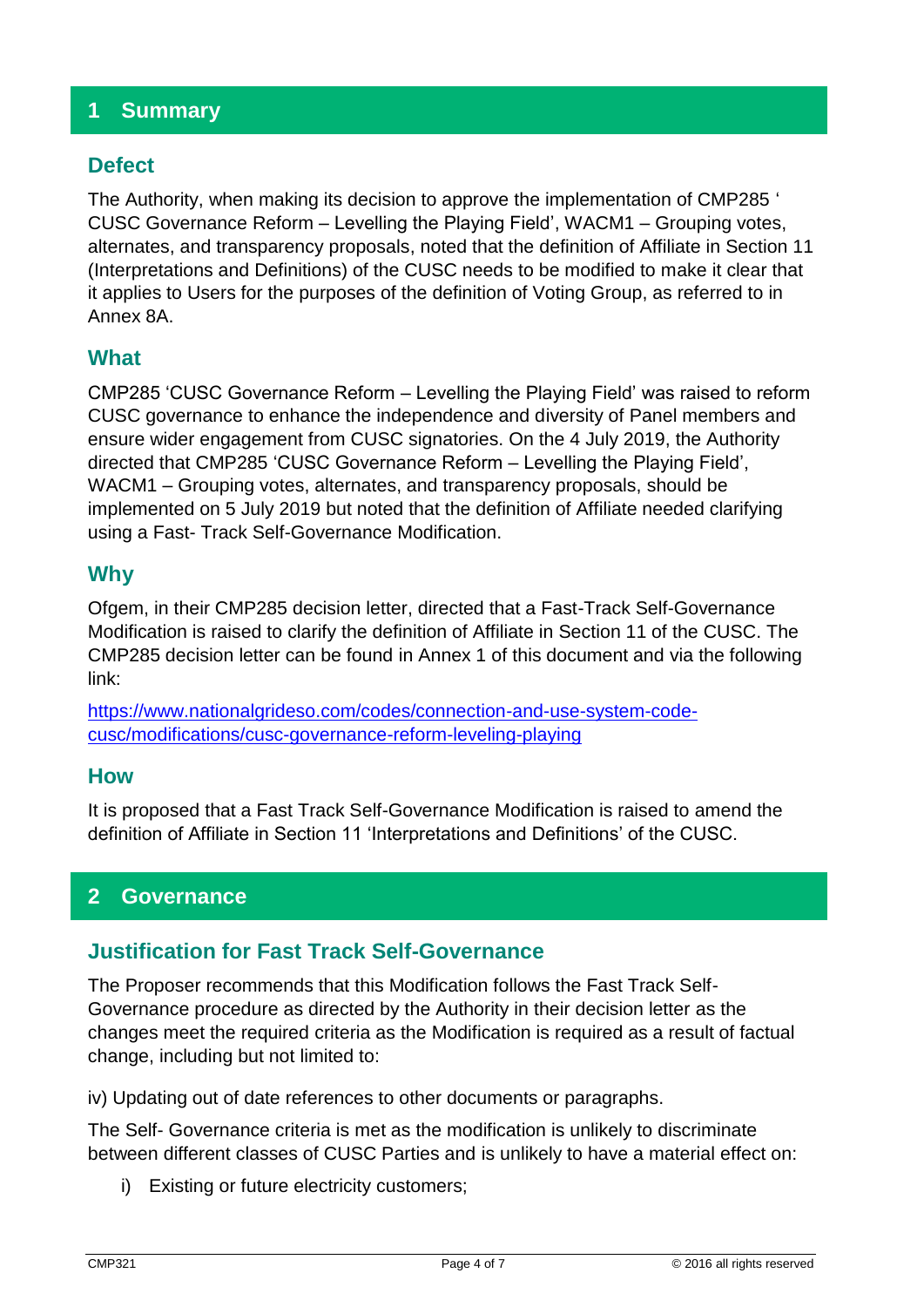# 1 Summary

## Defect

The Authority, when making its decision to approve the implementation of CMP285 ' CUSC Governance Reform – Levelling the Playing Field', WACM1 – Grouping votes, alternates, and transparency proposals, noted that the definition of Affiliate in Section 11 (Interpretations and Definitions) of the CUSC needs to be modified to make it clear that it applies to Users for the purposes of the definition of Voting Group, as referred to in Annex 8A.

## What

CMP285 'CUSC Governance Reform – Levelling the Playing Field' was raised to reform CUSC governance to enhance the independence and diversity of Panel members and ensure wider engagement from CUSC signatories. On the 4 July 2019, the Authority directed that CMP285 'CUSC Governance Reform – Levelling the Playing Field', WACM1 – Grouping votes, alternates, and transparency proposals, should be implemented on 5 July 2019 but noted that the definition of Affiliate needed clarifying using a Fast- Track Self-Governance Modification.

## Why

Ofgem, in their CMP285 decision letter, directed that a Fast-Track Self-Governance Modification is raised to clarify the definition of Affiliate in Section 11 of the CUSC. The CMP285 decision letter can be found in Annex 1 of this document and via the following link:

[https://www.nationalgrideso.com/codes/connection-and-use-system-code-cusc/modifications/cusc-governance-reform-leveling-playing](https://www.nationalgrideso.com/codes/connection-and-use-system-code-cusc/modifications/cusc-governance-reform-leveling-playing)

## How

It is proposed that a Fast Track Self-Governance Modification is raised to amend the definition of Affiliate in Section 11 'Interpretations and Definitions' of the CUSC.

# 2 Governance

## Justification for Fast Track Self-Governance

The Proposer recommends that this Modification follows the Fast Track Self-Governance procedure as directed by the Authority in their decision letter as the changes meet the required criteria as the Modification is required as a result of factual change, including but not limited to:

iv) Updating out of date references to other documents or paragraphs.

The Self- Governance criteria is met as the modification is unlikely to discriminate between different classes of CUSC Parties and is unlikely to have a material effect on:

i) Existing or future electricity customers;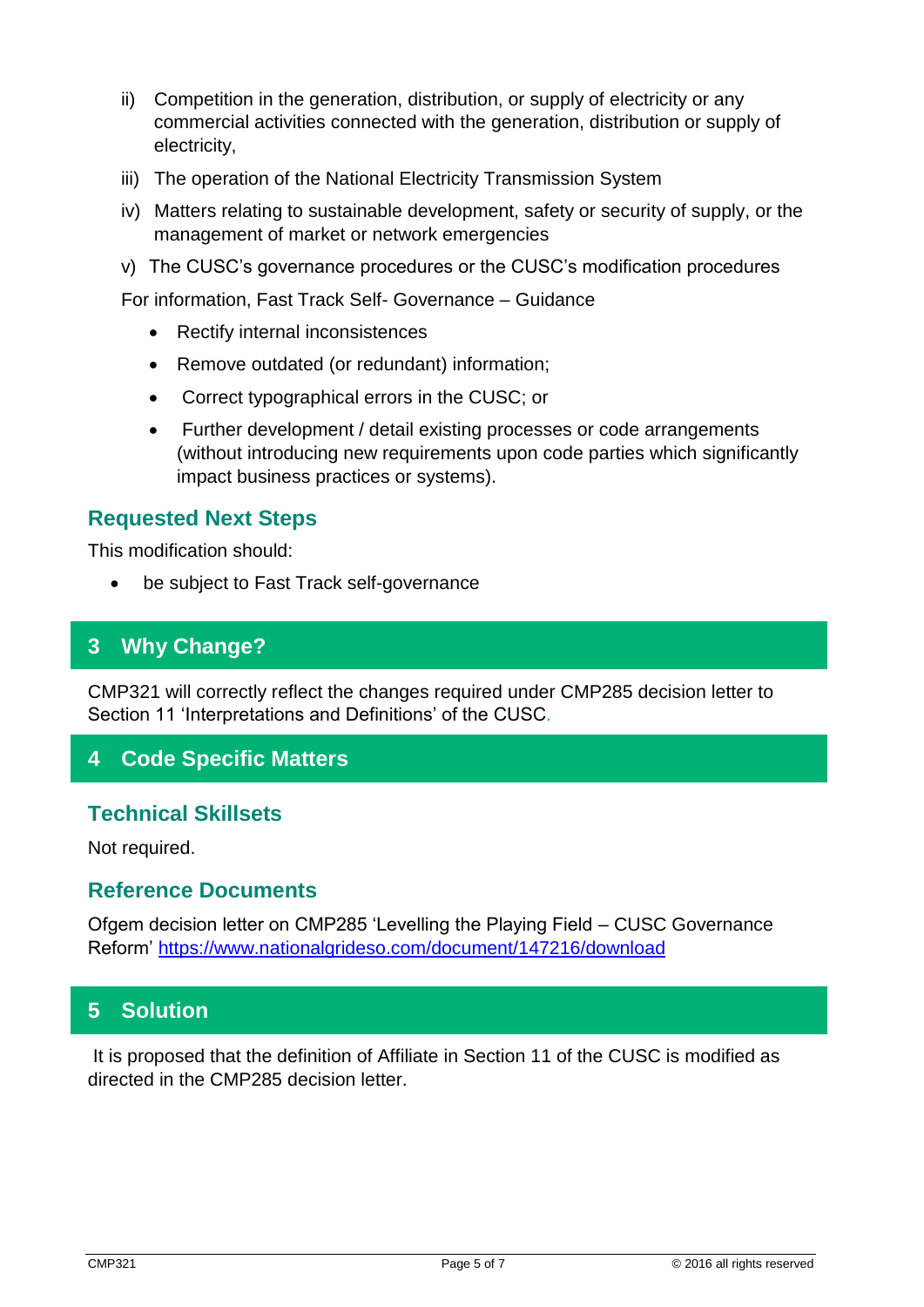ii) Competition in the generation, distribution, or supply of electricity or any commercial activities connected with the generation, distribution or supply of electricity,

iii) The operation of the National Electricity Transmission System

iv) Matters relating to sustainable development, safety or security of supply, or the management of market or network emergencies

v) The CUSC's governance procedures or the CUSC's modification procedures

For information, Fast Track Self- Governance – Guidance

- Rectify internal inconsistences
- Remove outdated (or redundant) information;
- Correct typographical errors in the CUSC; or
- Further development / detail existing processes or code arrangements (without introducing new requirements upon code parties which significantly impact business practices or systems).

### Requested Next Steps

This modification should:

- be subject to Fast Track self-governance

## 3 Why Change?

CMP321 will correctly reflect the changes required under CMP285 decision letter to Section 11 'Interpretations and Definitions' of the CUSC.

## 4 Code Specific Matters

### Technical Skillsets

Not required.

### Reference Documents

Ofgem decision letter on CMP285 'Levelling the Playing Field – CUSC Governance Reform' https://www.nationalgrideso.com/document/147216/download

## 5 Solution

It is proposed that the definition of Affiliate in Section 11 of the CUSC is modified as directed in the CMP285 decision letter.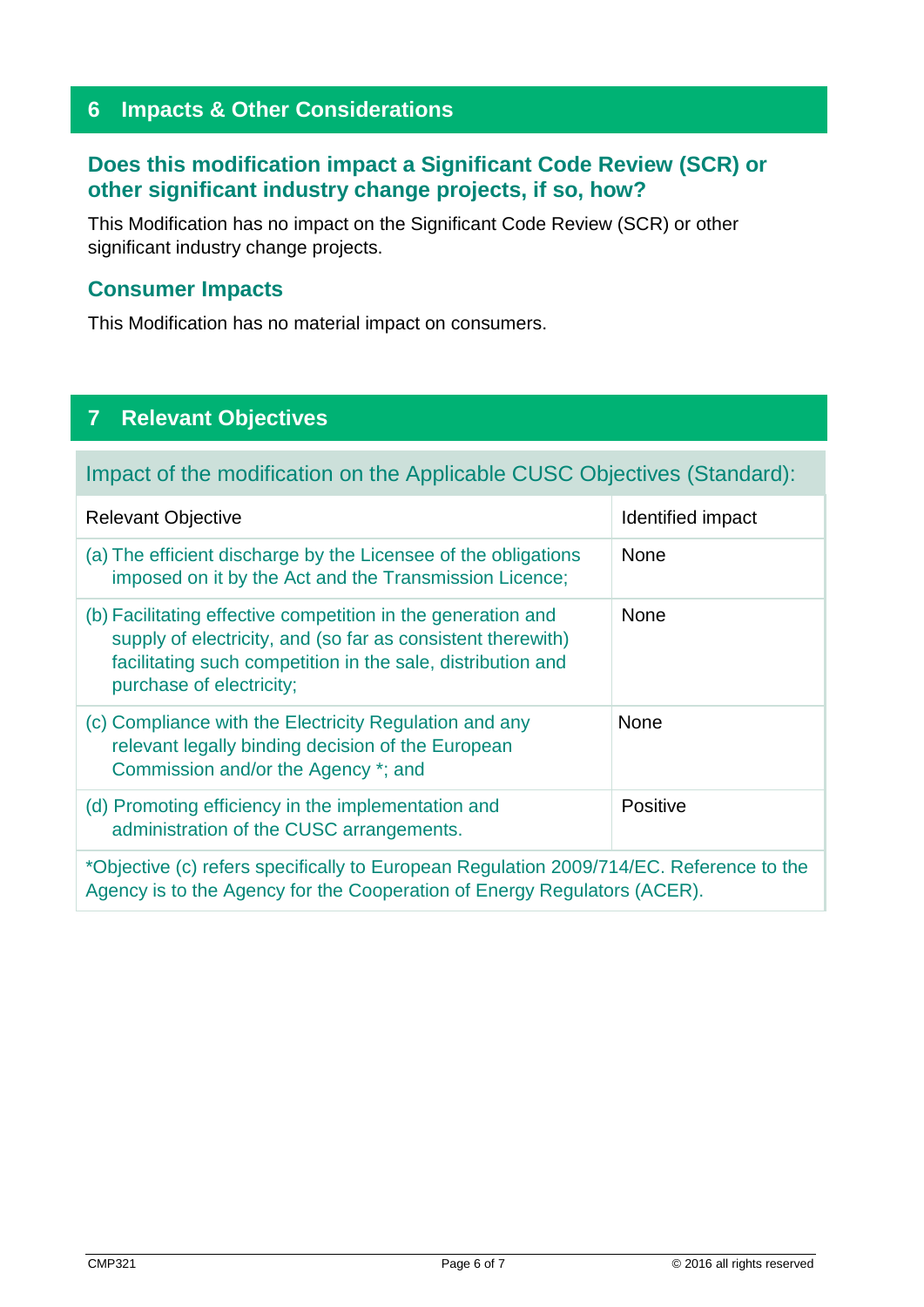## 6 Impacts & Other Considerations

### Does this modification impact a Significant Code Review (SCR) or other significant industry change projects, if so, how?

This Modification has no impact on the Significant Code Review (SCR) or other significant industry change projects.

### Consumer Impacts

This Modification has no material impact on consumers.

## 7 Relevant Objectives

| Impact of the modification on the Applicable CUSC Objectives (Standard): | |
|---|---|
| Relevant Objective | Identified impact |
| (a) The efficient discharge by the Licensee of the obligations imposed on it by the Act and the Transmission Licence; | None |
| (b) Facilitating effective competition in the generation and supply of electricity, and (so far as consistent therewith) facilitating such competition in the sale, distribution and purchase of electricity; | None |
| (c) Compliance with the Electricity Regulation and any relevant legally binding decision of the European Commission and/or the Agency *; and | None |
| (d) Promoting efficiency in the implementation and administration of the CUSC arrangements. | Positive |
| *Objective (c) refers specifically to European Regulation 2009/714/EC. Reference to the Agency is to the Agency for the Cooperation of Energy Regulators (ACER). | |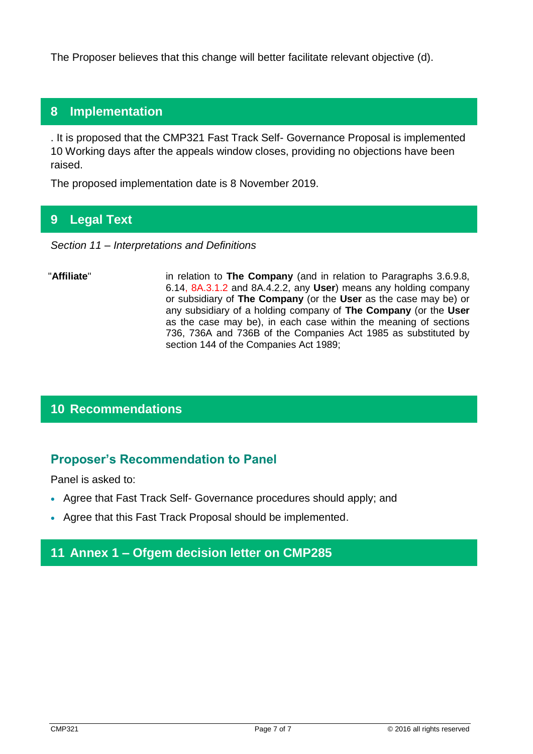The Proposer believes that this change will better facilitate relevant objective (d).

## 8 Implementation

. It is proposed that the CMP321 Fast Track Self- Governance Proposal is implemented 10 Working days after the appeals window closes, providing no objections have been raised.

The proposed implementation date is 8 November 2019.

## 9 Legal Text

*Section 11 – Interpretations and Definitions*

| | |
|---|---|
| "**Affiliate**" | in relation to **The Company** (and in relation to Paragraphs 3.6.9.8, 6.14, 8A.3.1.2 and 8A.4.2.2, any **User**) means any holding company or subsidiary of **The Company** (or the **User** as the case may be) or any subsidiary of a holding company of **The Company** (or the **User** as the case may be), in each case within the meaning of sections 736, 736A and 736B of the Companies Act 1985 as substituted by section 144 of the Companies Act 1989; |

## 10 Recommendations

### Proposer's Recommendation to Panel

Panel is asked to:

- Agree that Fast Track Self- Governance procedures should apply; and
- Agree that this Fast Track Proposal should be implemented.

## 11 Annex 1 – Ofgem decision letter on CMP285